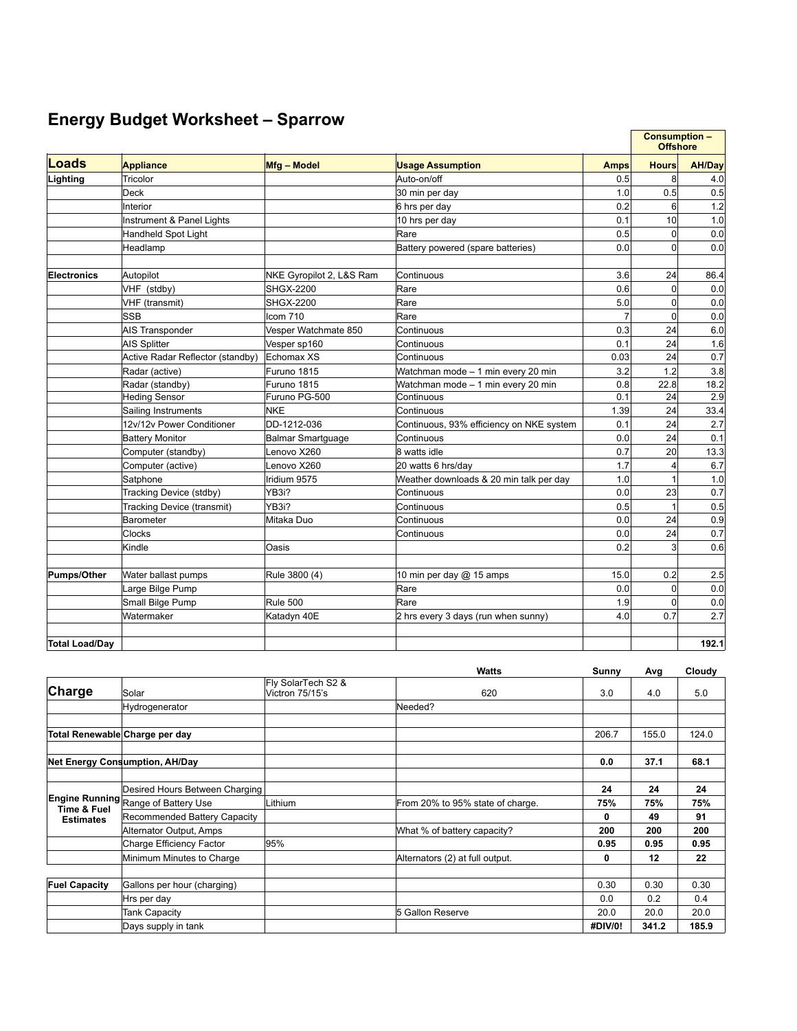# Energy Budget Worksheet – Sparrow

| Loads | Appliance | Mfg – Model | Usage Assumption | Amps | Consumption – Offshore | |
|---|---|---|---|---|---|---|
| | | | | | Hours | AH/Day |
| Lighting | Tricolor | | Auto-on/off | 0.5 | 8 | 4.0 |
| | Deck | | 30 min per day | 1.0 | 0.5 | 0.5 |
| | Interior | | 6 hrs per day | 0.2 | 6 | 1.2 |
| | Instrument & Panel Lights | | 10 hrs per day | 0.1 | 10 | 1.0 |
| | Handheld Spot Light | | Rare | 0.5 | 0 | 0.0 |
| | Headlamp | | Battery powered (spare batteries) | 0.0 | 0 | 0.0 |
| | | | | | | |
| Electronics | Autopilot | NKE Gyropilot 2, L&S Ram | Continuous | 3.6 | 24 | 86.4 |
| | VHF (stdby) | SHGX-2200 | Rare | 0.6 | 0 | 0.0 |
| | VHF (transmit) | SHGX-2200 | Rare | 5.0 | 0 | 0.0 |
| | SSB | Icom 710 | Rare | 7 | 0 | 0.0 |
| | AIS Transponder | Vesper Watchmate 850 | Continuous | 0.3 | 24 | 6.0 |
| | AIS Splitter | Vesper sp160 | Continuous | 0.1 | 24 | 1.6 |
| | Active Radar Reflector (standby) | Echomax XS | Continuous | 0.03 | 24 | 0.7 |
| | Radar (active) | Furuno 1815 | Watchman mode – 1 min every 20 min | 3.2 | 1.2 | 3.8 |
| | Radar (standby) | Furuno 1815 | Watchman mode – 1 min every 20 min | 0.8 | 22.8 | 18.2 |
| | Heding Sensor | Furuno PG-500 | Continuous | 0.1 | 24 | 2.9 |
| | Sailing Instruments | NKE | Continuous | 1.39 | 24 | 33.4 |
| | 12v/12v Power Conditioner | DD-1212-036 | Continuous, 93% efficiency on NKE system | 0.1 | 24 | 2.7 |
| | Battery Monitor | Balmar Smartguage | Continuous | 0.0 | 24 | 0.1 |
| | Computer (standby) | Lenovo X260 | 8 watts idle | 0.7 | 20 | 13.3 |
| | Computer (active) | Lenovo X260 | 20 watts 6 hrs/day | 1.7 | 4 | 6.7 |
| | Satphone | Iridium 9575 | Weather downloads & 20 min talk per day | 1.0 | 1 | 1.0 |
| | Tracking Device (stdby) | YB3i? | Continuous | 0.0 | 23 | 0.7 |
| | Tracking Device (transmit) | YB3i? | Continuous | 0.5 | 1 | 0.5 |
| | Barometer | Mitaka Duo | Continuous | 0.0 | 24 | 0.9 |
| | Clocks | | Continuous | 0.0 | 24 | 0.7 |
| | Kindle | Oasis | | 0.2 | 3 | 0.6 |
| | | | | | | |
| Pumps/Other | Water ballast pumps | Rule 3800 (4) | 10 min per day @ 15 amps | 15.0 | 0.2 | 2.5 |
| | Large Bilge Pump | | Rare | 0.0 | 0 | 0.0 |
| | Small Bilge Pump | Rule 500 | Rare | 1.9 | 0 | 0.0 |
| | Watermaker | Katadyn 40E | 2 hrs every 3 days (run when sunny) | 4.0 | 0.7 | 2.7 |
| | | | | | | |
| **Total Load/Day** | | | | | | **192.1** |

| | | | Watts | Sunny | Avg | Cloudy |
|---|---|---|---|---|---|---|
| **Charge** | Solar | Fly SolarTech S2 & Victron 75/15's | 620 | 3.0 | 4.0 | 5.0 |
| | Hydrogenerator | | Needed? | | | |
| | | | | | | |
| **Total Renewable Charge per day** | | | | 206.7 | 155.0 | 124.0 |
| | | | | | | |
| **Net Energy Consumption, AH/Day** | | | | **0.0** | **37.1** | **68.1** |
| | | | | | | |
| **Engine Running Time & Fuel Estimates** | Desired Hours Between Charging | | | **24** | **24** | **24** |
| | Range of Battery Use | Lithium | From 20% to 95% state of charge. | **75%** | **75%** | **75%** |
| | Recommended Battery Capacity | | | **0** | **49** | **91** |
| | Alternator Output, Amps | | What % of battery capacity? | **200** | **200** | **200** |
| | Charge Efficiency Factor | 95% | | **0.95** | **0.95** | **0.95** |
| | Minimum Minutes to Charge | | Alternators (2) at full output. | **0** | **12** | **22** |
| | | | | | | |
| **Fuel Capacity** | Gallons per hour (charging) | | | 0.30 | 0.30 | 0.30 |
| | Hrs per day | | | 0.0 | 0.2 | 0.4 |
| | Tank Capacity | | 5 Gallon Reserve | 20.0 | 20.0 | 20.0 |
| | Days supply in tank | | | **#DIV/0!** | **341.2** | **185.9** |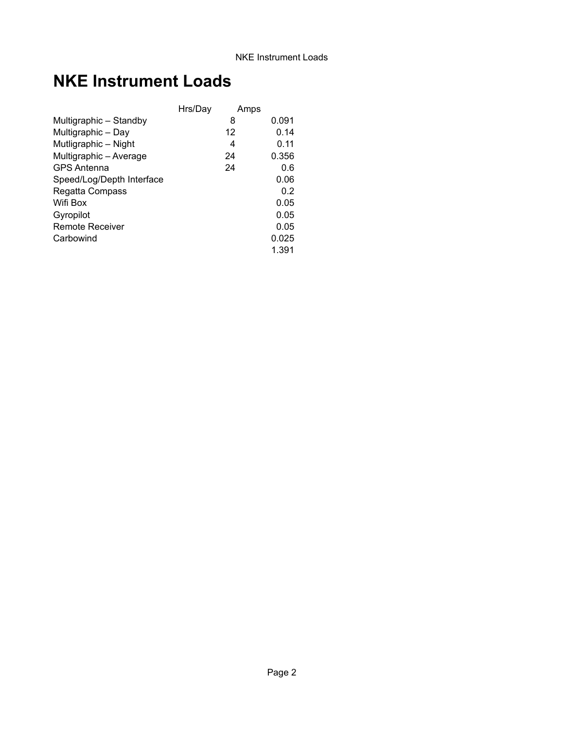# NKE Instrument Loads

| | Hrs/Day | Amps |
|---|---|---|
| Multigraphic – Standby | 8 | 0.091 |
| Multigraphic – Day | 12 | 0.14 |
| Mutligraphic – Night | 4 | 0.11 |
| Multigraphic – Average | 24 | 0.356 |
| GPS Antenna | 24 | 0.6 |
| Speed/Log/Depth Interface | | 0.06 |
| Regatta Compass | | 0.2 |
| Wifi Box | | 0.05 |
| Gyropilot | | 0.05 |
| Remote Receiver | | 0.05 |
| Carbowind | | 0.025 |
| | | 1.391 |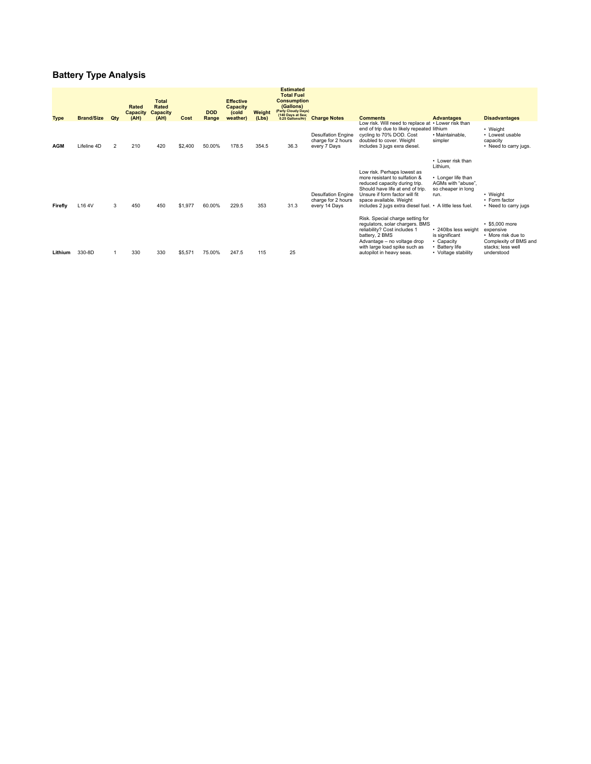## Battery Type Analysis

| Type | Brand/Size | Qty | Rated Capacity (AH) | Total Rated Capacity (AH) | Cost | DOD Range | Effective Capacity (cold weather) | Weight (Lbs) | Estimated Total Fuel Consumption (Gallons) (Parly Cloudy Days) (140 Days at Sea; 0.25 Gallons/Hr) | Charge Notes | Comments | Advantages | Disadvantages |
|---|---|---|---|---|---|---|---|---|---|---|---|---|---|
| **AGM** | Lifeline 4D | 2 | 210 | 420 | $2,400 | 50.00% | 178.5 | 354.5 | 36.3 | Desulfation Engine charge for 2 hours every 7 Days | Low risk. Will need to replace at end of trip due to likely repeated cycling to 70% DOD. Cost doubled to cover. Weight includes 3 jugs exra diesel. | • Lower risk than lithium<br>• Maintainable, simpler | • Weight<br>• Lowest usable capacity<br>• Need to carry jugs. |
| **Firefly** | L16 4V | 3 | 450 | 450 | $1,977 | 60.00% | 229.5 | 353 | 31.3 | Desulfation Engine charge for 2 hours every 14 Days | Low risk. Perhaps lowest as more resistant to sulfation & reduced capacity during trip. Should have life at end of trip. Unsure if form factor will fit space available. Weight includes 2 jugs extra diesel fuel. | • Lower risk than Lithium,<br>• Longer life than AGMs with "abuse", so cheaper in long run.<br>• A little less fuel. | • Weight<br>• Form factor<br>• Need to carry jugs |
| **Lithium** | 330-8D | 1 | 330 | 330 | $5,571 | 75.00% | 247.5 | 115 | 25 | | Risk. Special charge setting for regulators, solar chargers. BMS reliability? Cost includes 1 battery, 2 BMS<br>Advantage – no voltage drop with large load spike such as autopilot in heavy seas. | • 240lbs less weight is significant<br>• Capacity<br>• Battery life<br>• Voltage stability | • $5,000 more expensive<br>• More risk due to Complexity of BMS and stacks; less well understood |